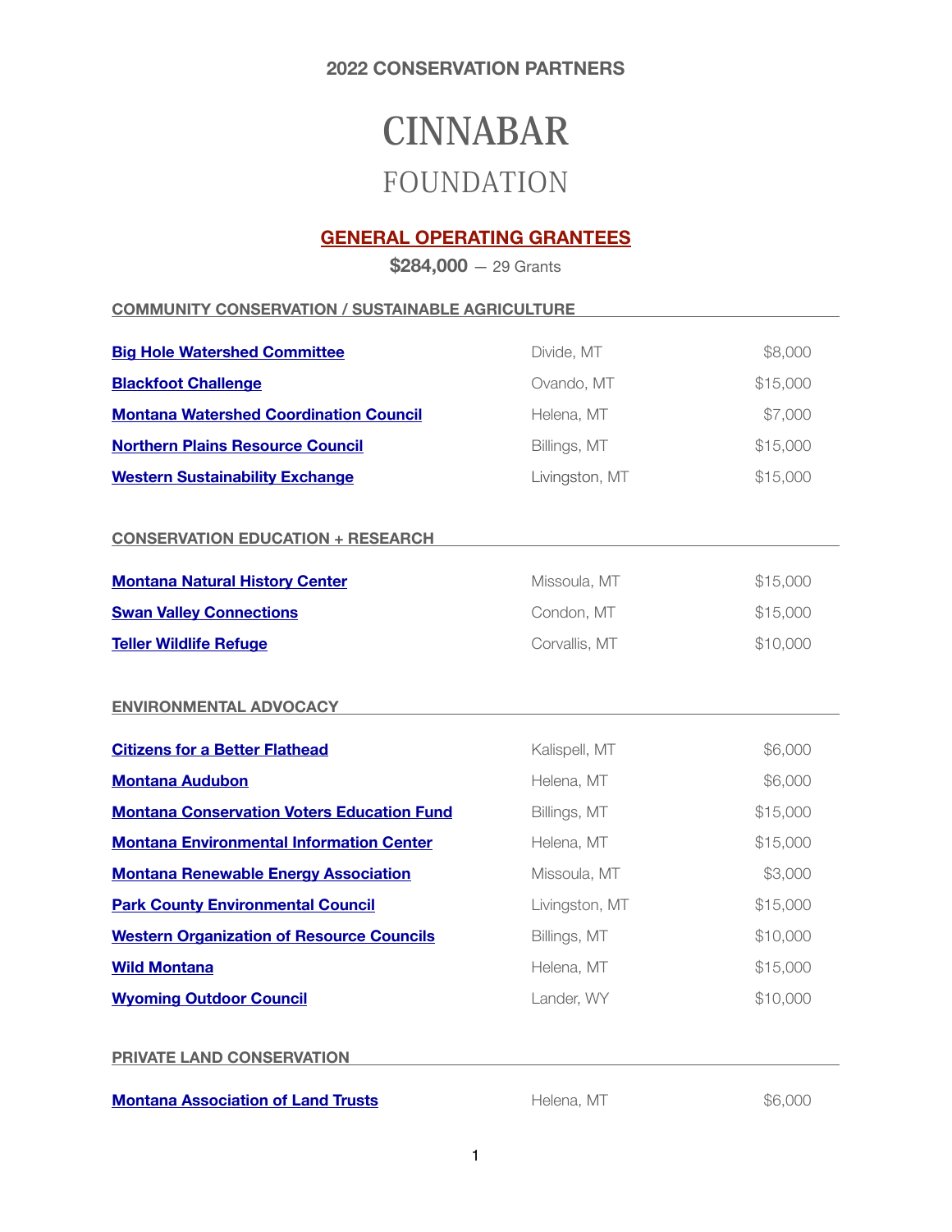**2022 CONSERVATION PARTNERS**

# CINNABAR
## FOUNDATION

### GENERAL OPERATING GRANTEES

**$284,000** — 29 Grants

#### COMMUNITY CONSERVATION / SUSTAINABLE AGRICULTURE

| | | |
|---|---|---|
| **Big Hole Watershed Committee** | Divide, MT | $8,000 |
| **Blackfoot Challenge** | Ovando, MT | $15,000 |
| **Montana Watershed Coordination Council** | Helena, MT | $7,000 |
| **Northern Plains Resource Council** | Billings, MT | $15,000 |
| **Western Sustainability Exchange** | Livingston, MT | $15,000 |

#### CONSERVATION EDUCATION + RESEARCH

| | | |
|---|---|---|
| **Montana Natural History Center** | Missoula, MT | $15,000 |
| **Swan Valley Connections** | Condon, MT | $15,000 |
| **Teller Wildlife Refuge** | Corvallis, MT | $10,000 |

#### ENVIRONMENTAL ADVOCACY

| | | |
|---|---|---|
| **Citizens for a Better Flathead** | Kalispell, MT | $6,000 |
| **Montana Audubon** | Helena, MT | $6,000 |
| **Montana Conservation Voters Education Fund** | Billings, MT | $15,000 |
| **Montana Environmental Information Center** | Helena, MT | $15,000 |
| **Montana Renewable Energy Association** | Missoula, MT | $3,000 |
| **Park County Environmental Council** | Livingston, MT | $15,000 |
| **Western Organization of Resource Councils** | Billings, MT | $10,000 |
| **Wild Montana** | Helena, MT | $15,000 |
| **Wyoming Outdoor Council** | Lander, WY | $10,000 |

#### PRIVATE LAND CONSERVATION

| | | |
|---|---|---|
| **Montana Association of Land Trusts** | Helena, MT | $6,000 |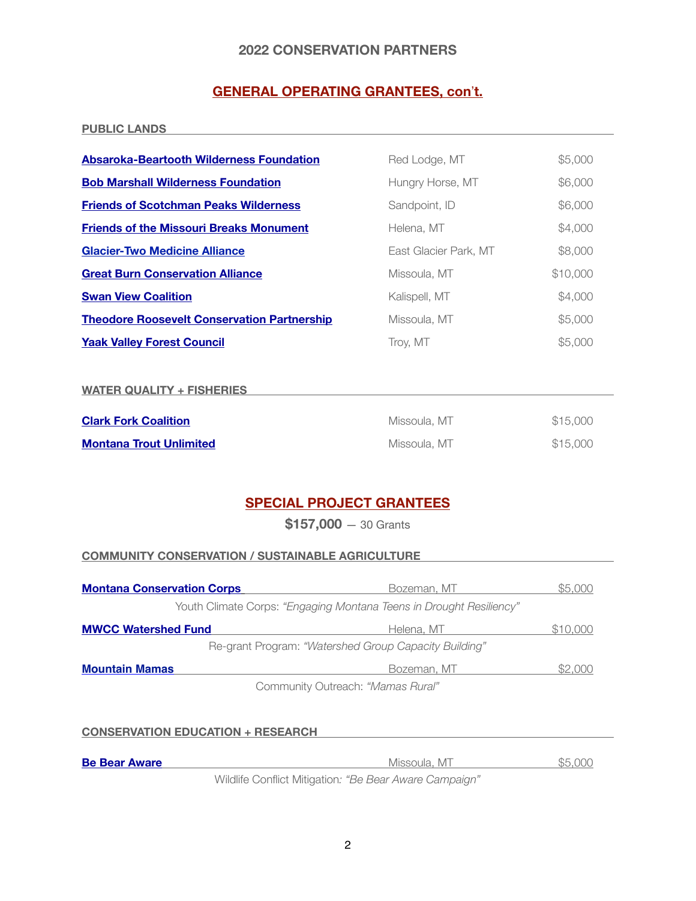## 2022 CONSERVATION PARTNERS

## GENERAL OPERATING GRANTEES, con't.

### PUBLIC LANDS

| Organization | Location | Amount |
|---|---|---|
| **Absaroka-Beartooth Wilderness Foundation** | Red Lodge, MT | $5,000 |
| **Bob Marshall Wilderness Foundation** | Hungry Horse, MT | $6,000 |
| **Friends of Scotchman Peaks Wilderness** | Sandpoint, ID | $6,000 |
| **Friends of the Missouri Breaks Monument** | Helena, MT | $4,000 |
| **Glacier-Two Medicine Alliance** | East Glacier Park, MT | $8,000 |
| **Great Burn Conservation Alliance** | Missoula, MT | $10,000 |
| **Swan View Coalition** | Kalispell, MT | $4,000 |
| **Theodore Roosevelt Conservation Partnership** | Missoula, MT | $5,000 |
| **Yaak Valley Forest Council** | Troy, MT | $5,000 |

### WATER QUALITY + FISHERIES

| Organization | Location | Amount |
|---|---|---|
| **Clark Fork Coalition** | Missoula, MT | $15,000 |
| **Montana Trout Unlimited** | Missoula, MT | $15,000 |

## SPECIAL PROJECT GRANTEES

**$157,000** — 30 Grants

### COMMUNITY CONSERVATION / SUSTAINABLE AGRICULTURE

**Montana Conservation Corps** — Bozeman, MT — $5,000

Youth Climate Corps: *"Engaging Montana Teens in Drought Resiliency"*

**MWCC Watershed Fund** — Helena, MT — $10,000

Re-grant Program: *"Watershed Group Capacity Building"*

**Mountain Mamas** — Bozeman, MT — $2,000

Community Outreach: *"Mamas Rural"*

### CONSERVATION EDUCATION + RESEARCH

**Be Bear Aware** — Missoula, MT — $5,000

Wildlife Conflict Mitigation*: "Be Bear Aware Campaign"*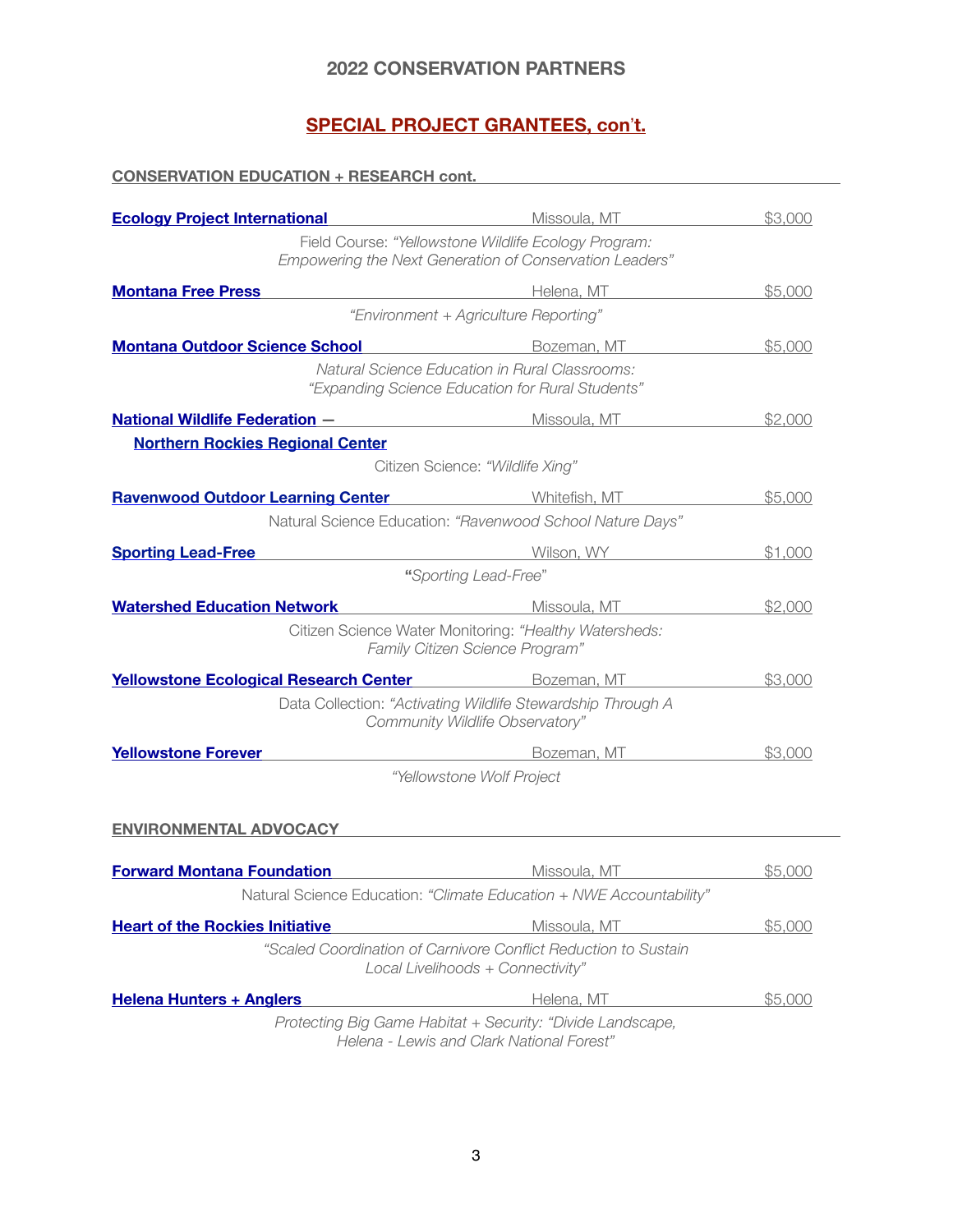## 2022 CONSERVATION PARTNERS

## SPECIAL PROJECT GRANTEES, con't.

### CONSERVATION EDUCATION + RESEARCH cont.

**Ecology Project International** — Missoula, MT — $3,000
Field Course: *"Yellowstone Wildlife Ecology Program: Empowering the Next Generation of Conservation Leaders"*

**Montana Free Press** — Helena, MT — $5,000
*"Environment + Agriculture Reporting"*

**Montana Outdoor Science School** — Bozeman, MT — $5,000
*Natural Science Education in Rural Classrooms: "Expanding Science Education for Rural Students"*

**National Wildlife Federation — Northern Rockies Regional Center** — Missoula, MT — $2,000
Citizen Science: *"Wildlife Xing"*

**Ravenwood Outdoor Learning Center** — Whitefish, MT — $5,000
Natural Science Education: *"Ravenwood School Nature Days"*

**Sporting Lead-Free** — Wilson, WY — $1,000
*"Sporting Lead-Free"*

**Watershed Education Network** — Missoula, MT — $2,000
Citizen Science Water Monitoring: *"Healthy Watersheds: Family Citizen Science Program"*

**Yellowstone Ecological Research Center** — Bozeman, MT — $3,000
Data Collection: *"Activating Wildlife Stewardship Through A Community Wildlife Observatory"*

**Yellowstone Forever** — Bozeman, MT — $3,000
*"Yellowstone Wolf Project*

### ENVIRONMENTAL ADVOCACY

**Forward Montana Foundation** — Missoula, MT — $5,000
Natural Science Education: *"Climate Education + NWE Accountability"*

**Heart of the Rockies Initiative** — Missoula, MT — $5,000
*"Scaled Coordination of Carnivore Conflict Reduction to Sustain Local Livelihoods + Connectivity"*

**Helena Hunters + Anglers** — Helena, MT — $5,000
*Protecting Big Game Habitat + Security: "Divide Landscape, Helena - Lewis and Clark National Forest"*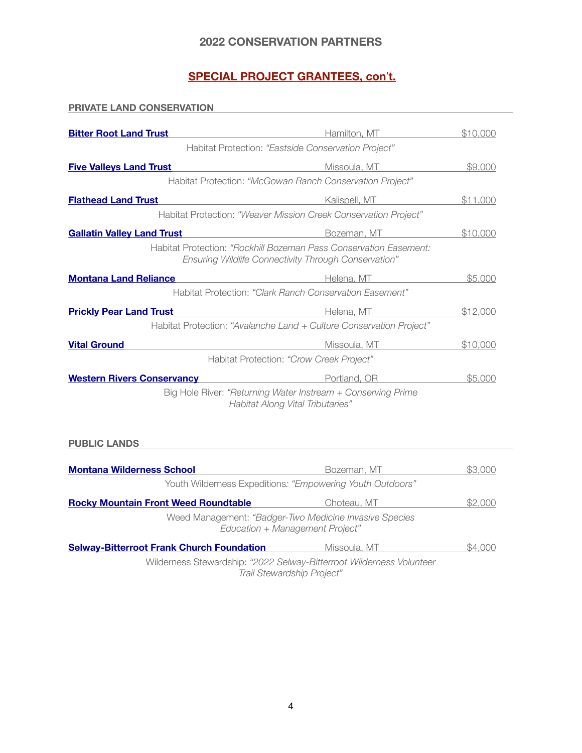## 2022 CONSERVATION PARTNERS

## SPECIAL PROJECT GRANTEES, con't.

### PRIVATE LAND CONSERVATION

**Bitter Root Land Trust** — Hamilton, MT — $10,000
Habitat Protection: *"Eastside Conservation Project"*

**Five Valleys Land Trust** — Missoula, MT — $9,000
Habitat Protection: *"McGowan Ranch Conservation Project"*

**Flathead Land Trust** — Kalispell, MT — $11,000
Habitat Protection: *"Weaver Mission Creek Conservation Project"*

**Gallatin Valley Land Trust** — Bozeman, MT — $10,000
Habitat Protection: *"Rockhill Bozeman Pass Conservation Easement: Ensuring Wildlife Connectivity Through Conservation"*

**Montana Land Reliance** — Helena, MT — $5,000
Habitat Protection: *"Clark Ranch Conservation Easement"*

**Prickly Pear Land Trust** — Helena, MT — $12,000
Habitat Protection: *"Avalanche Land + Culture Conservation Project"*

**Vital Ground** — Missoula, MT — $10,000
Habitat Protection: *"Crow Creek Project"*

**Western Rivers Conservancy** — Portland, OR — $5,000
Big Hole River: *"Returning Water Instream + Conserving Prime Habitat Along Vital Tributaries"*

### PUBLIC LANDS

**Montana Wilderness School** — Bozeman, MT — $3,000
Youth Wilderness Expeditions: *"Empowering Youth Outdoors"*

**Rocky Mountain Front Weed Roundtable** — Choteau, MT — $2,000
Weed Management: *"Badger-Two Medicine Invasive Species Education + Management Project"*

**Selway-Bitterroot Frank Church Foundation** — Missoula, MT — $4,000
Wilderness Stewardship: *"2022 Selway-Bitterroot Wilderness Volunteer Trail Stewardship Project"*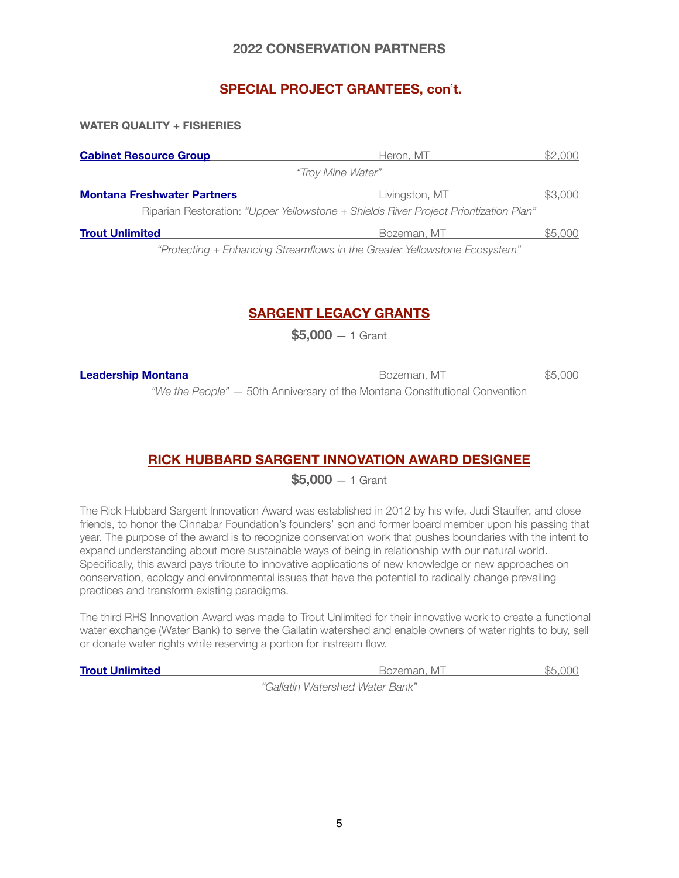## 2022 CONSERVATION PARTNERS

### SPECIAL PROJECT GRANTEES, con't.

**WATER QUALITY + FISHERIES**

**Cabinet Resource Group** — Heron, MT — $2,000

*"Troy Mine Water"*

**Montana Freshwater Partners** — Livingston, MT — $3,000

Riparian Restoration: *"Upper Yellowstone + Shields River Project Prioritization Plan"*

**Trout Unlimited** — Bozeman, MT — $5,000

*"Protecting + Enhancing Streamflows in the Greater Yellowstone Ecosystem"*

### SARGENT LEGACY GRANTS

**$5,000** — 1 Grant

**Leadership Montana** — Bozeman, MT — $5,000

*"We the People"* — 50th Anniversary of the Montana Constitutional Convention

### RICK HUBBARD SARGENT INNOVATION AWARD DESIGNEE

**$5,000** — 1 Grant

The Rick Hubbard Sargent Innovation Award was established in 2012 by his wife, Judi Stauffer, and close friends, to honor the Cinnabar Foundation's founders' son and former board member upon his passing that year. The purpose of the award is to recognize conservation work that pushes boundaries with the intent to expand understanding about more sustainable ways of being in relationship with our natural world. Specifically, this award pays tribute to innovative applications of new knowledge or new approaches on conservation, ecology and environmental issues that have the potential to radically change prevailing practices and transform existing paradigms.

The third RHS Innovation Award was made to Trout Unlimited for their innovative work to create a functional water exchange (Water Bank) to serve the Gallatin watershed and enable owners of water rights to buy, sell or donate water rights while reserving a portion for instream flow.

**Trout Unlimited** — Bozeman, MT — $5,000

*"Gallatin Watershed Water Bank"*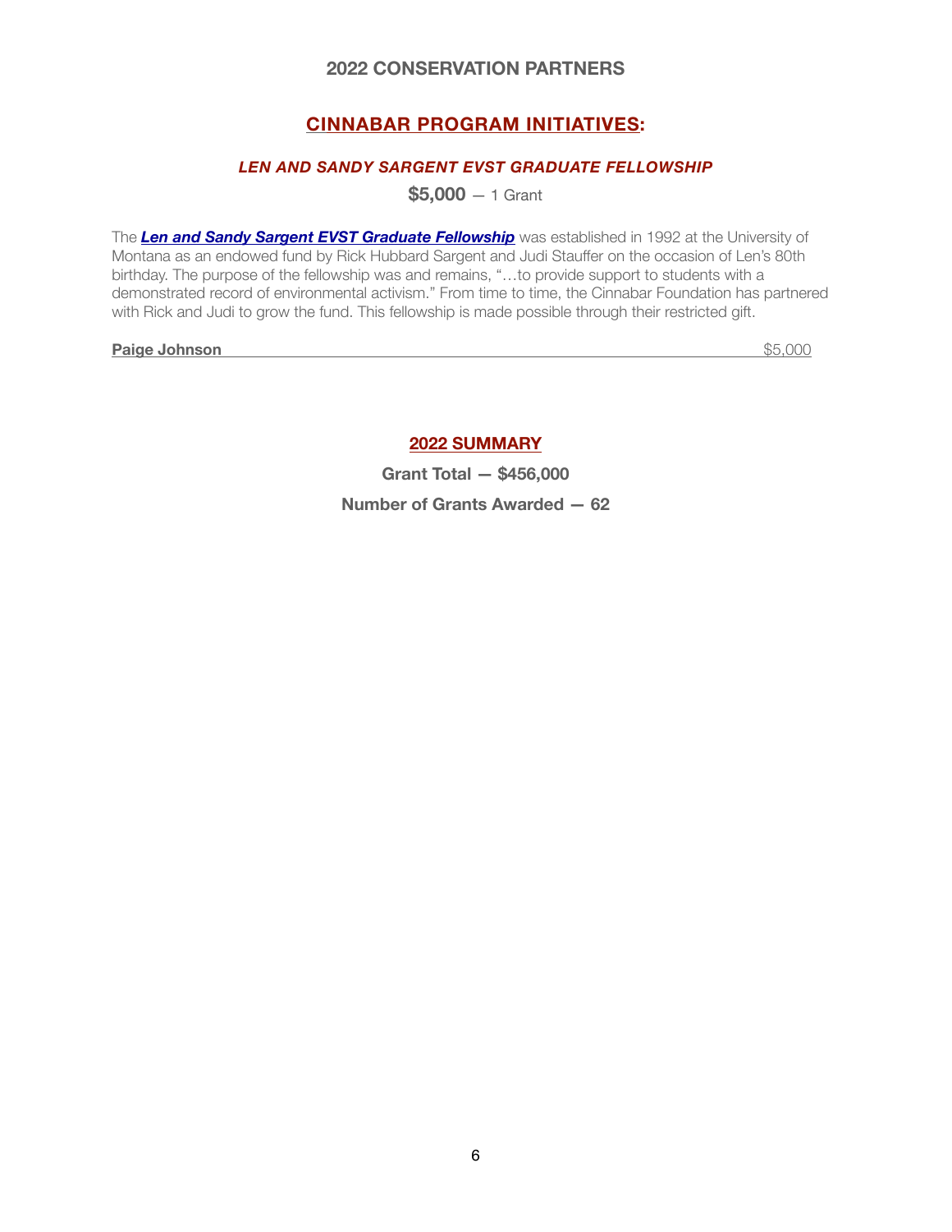## 2022 CONSERVATION PARTNERS

## CINNABAR PROGRAM INITIATIVES:

### *LEN AND SANDY SARGENT EVST GRADUATE FELLOWSHIP*

**$5,000** — 1 Grant

The ***Len and Sandy Sargent EVST Graduate Fellowship*** was established in 1992 at the University of Montana as an endowed fund by Rick Hubbard Sargent and Judi Stauffer on the occasion of Len's 80th birthday. The purpose of the fellowship was and remains, "…to provide support to students with a demonstrated record of environmental activism." From time to time, the Cinnabar Foundation has partnered with Rick and Judi to grow the fund. This fellowship is made possible through their restricted gift.

| | |
|---|---|
| **Paige Johnson** | $5,000 |

## 2022 SUMMARY

**Grant Total — $456,000**

**Number of Grants Awarded — 62**